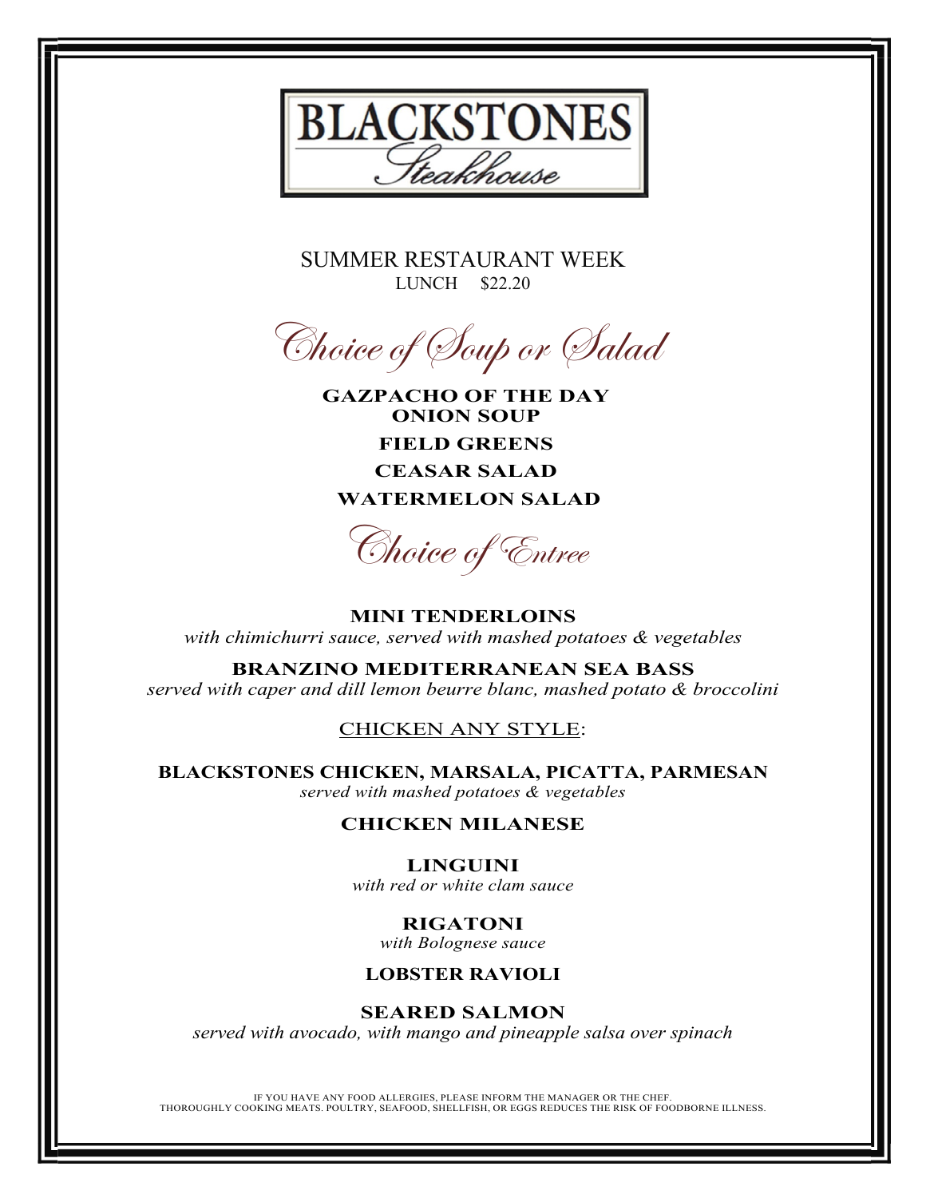# BLACKSTONES Steakhouse

SUMMER RESTAURANT WEEK

LUNCH $22.20

## Choice of Soup or Salad

**GAZPACHO OF THE DAY**

**ONION SOUP**

**FIELD GREENS**

**CEASAR SALAD**

**WATERMELON SALAD**

## Choice of Entree

**MINI TENDERLOINS**
*with chimichurri sauce, served with mashed potatoes & vegetables*

**BRANZINO MEDITERRANEAN SEA BASS**
*served with caper and dill lemon beurre blanc, mashed potato & broccolini*

<u>CHICKEN ANY STYLE</u>:

**BLACKSTONES CHICKEN, MARSALA, PICATTA, PARMESAN**
*served with mashed potatoes & vegetables*

**CHICKEN MILANESE**

**LINGUINI**
*with red or white clam sauce*

**RIGATONI**
*with Bolognese sauce*

**LOBSTER RAVIOLI**

**SEARED SALMON**
*served with avocado, with mango and pineapple salsa over spinach*

IF YOU HAVE ANY FOOD ALLERGIES, PLEASE INFORM THE MANAGER OR THE CHEF.
THOROUGHLY COOKING MEATS. POULTRY, SEAFOOD, SHELLFISH, OR EGGS REDUCES THE RISK OF FOODBORNE ILLNESS.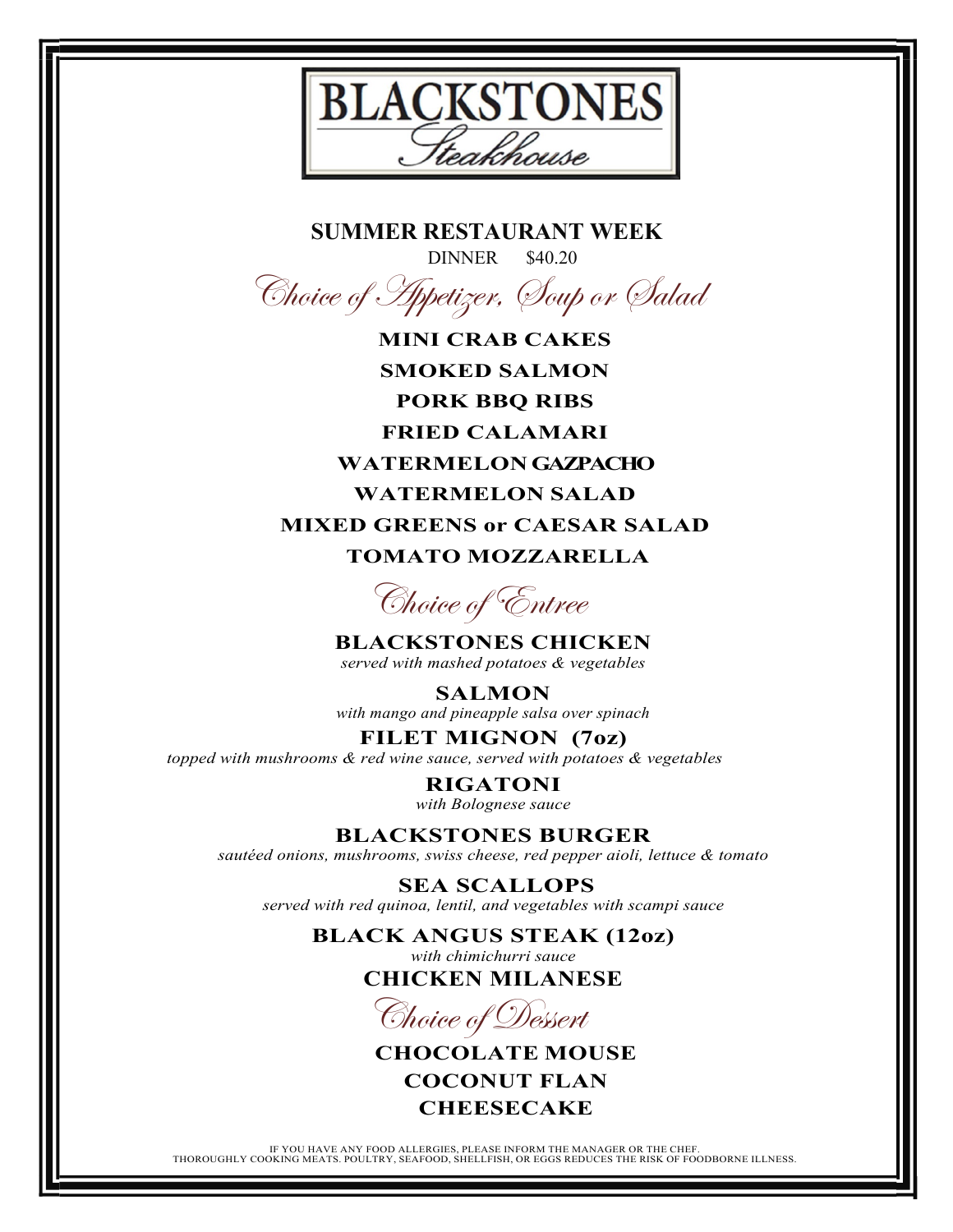# BLACKSTONES

*Steakhouse*

## SUMMER RESTAURANT WEEK

DINNER $40.20

### *Choice of Appetizer, Soup or Salad*

**MINI CRAB CAKES**

**SMOKED SALMON**

**PORK BBQ RIBS**

**FRIED CALAMARI**

**WATERMELON GAZPACHO**

**WATERMELON SALAD**

**MIXED GREENS or CAESAR SALAD**

**TOMATO MOZZARELLA**

### *Choice of Entree*

**BLACKSTONES CHICKEN**
*served with mashed potatoes & vegetables*

**SALMON**
*with mango and pineapple salsa over spinach*

**FILET MIGNON (7oz)**
*topped with mushrooms & red wine sauce, served with potatoes & vegetables*

**RIGATONI**
*with Bolognese sauce*

**BLACKSTONES BURGER**
*sautéed onions, mushrooms, swiss cheese, red pepper aioli, lettuce & tomato*

**SEA SCALLOPS**
*served with red quinoa, lentil, and vegetables with scampi sauce*

**BLACK ANGUS STEAK (12oz)**
*with chimichurri sauce*

**CHICKEN MILANESE**

### *Choice of Dessert*

**CHOCOLATE MOUSE**

**COCONUT FLAN**

**CHEESECAKE**

IF YOU HAVE ANY FOOD ALLERGIES, PLEASE INFORM THE MANAGER OR THE CHEF.
THOROUGHLY COOKING MEATS. POULTRY, SEAFOOD, SHELLFISH, OR EGGS REDUCES THE RISK OF FOODBORNE ILLNESS.